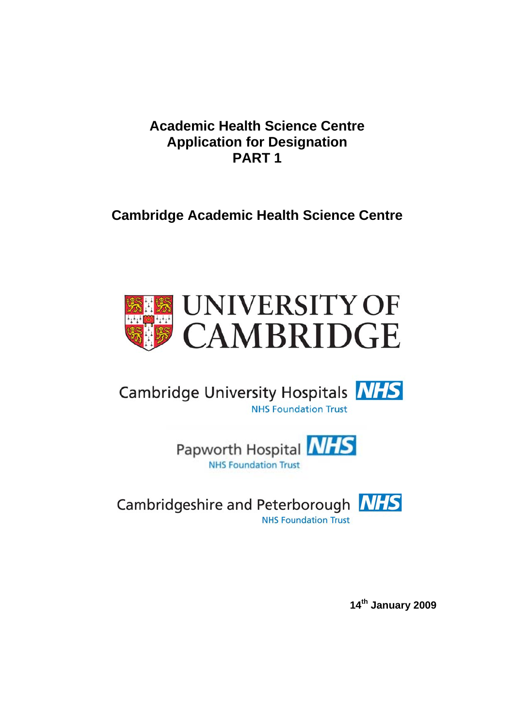# Academic Health Science Centre Application for Designation PART 1

## Cambridge Academic Health Science Centre

UNIVERSITY OF CAMBRIDGE

Cambridge University Hospitals NHS Foundation Trust

Papworth Hospital NHS Foundation Trust

Cambridgeshire and Peterborough NHS Foundation Trust

**14th January 2009**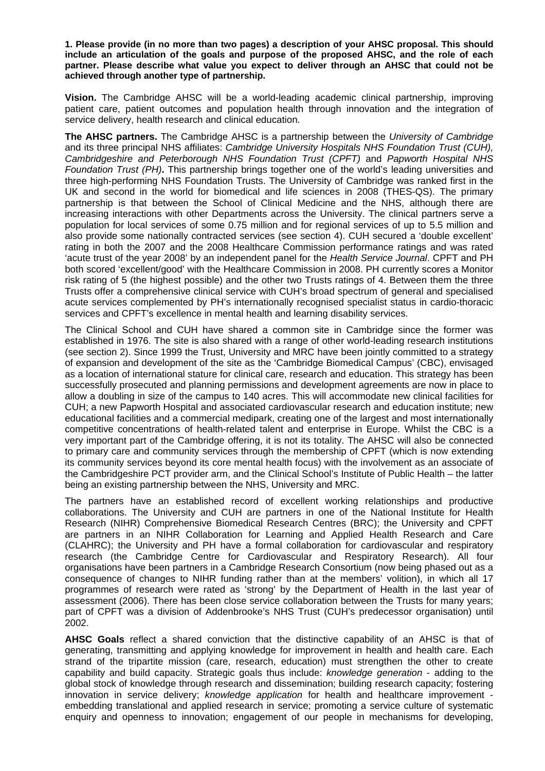**1. Please provide (in no more than two pages) a description of your AHSC proposal. This should include an articulation of the goals and purpose of the proposed AHSC, and the role of each partner. Please describe what value you expect to deliver through an AHSC that could not be achieved through another type of partnership.**

**Vision.** The Cambridge AHSC will be a world-leading academic clinical partnership, improving patient care, patient outcomes and population health through innovation and the integration of service delivery, health research and clinical education.

**The AHSC partners.** The Cambridge AHSC is a partnership between the *University of Cambridge* and its three principal NHS affiliates: *Cambridge University Hospitals NHS Foundation Trust (CUH), Cambridgeshire and Peterborough NHS Foundation Trust (CPFT)* and *Papworth Hospital NHS Foundation Trust (PH)***.** This partnership brings together one of the world's leading universities and three high-performing NHS Foundation Trusts. The University of Cambridge was ranked first in the UK and second in the world for biomedical and life sciences in 2008 (THES-QS). The primary partnership is that between the School of Clinical Medicine and the NHS, although there are increasing interactions with other Departments across the University. The clinical partners serve a population for local services of some 0.75 million and for regional services of up to 5.5 million and also provide some nationally contracted services (see section 4). CUH secured a 'double excellent' rating in both the 2007 and the 2008 Healthcare Commission performance ratings and was rated 'acute trust of the year 2008' by an independent panel for the *Health Service Journal*. CPFT and PH both scored 'excellent/good' with the Healthcare Commission in 2008. PH currently scores a Monitor risk rating of 5 (the highest possible) and the other two Trusts ratings of 4. Between them the three Trusts offer a comprehensive clinical service with CUH's broad spectrum of general and specialised acute services complemented by PH's internationally recognised specialist status in cardio-thoracic services and CPFT's excellence in mental health and learning disability services.

The Clinical School and CUH have shared a common site in Cambridge since the former was established in 1976. The site is also shared with a range of other world-leading research institutions (see section 2). Since 1999 the Trust, University and MRC have been jointly committed to a strategy of expansion and development of the site as the 'Cambridge Biomedical Campus' (CBC), envisaged as a location of international stature for clinical care, research and education. This strategy has been successfully prosecuted and planning permissions and development agreements are now in place to allow a doubling in size of the campus to 140 acres. This will accommodate new clinical facilities for CUH; a new Papworth Hospital and associated cardiovascular research and education institute; new educational facilities and a commercial medipark, creating one of the largest and most internationally competitive concentrations of health-related talent and enterprise in Europe. Whilst the CBC is a very important part of the Cambridge offering, it is not its totality. The AHSC will also be connected to primary care and community services through the membership of CPFT (which is now extending its community services beyond its core mental health focus) with the involvement as an associate of the Cambridgeshire PCT provider arm, and the Clinical School's Institute of Public Health – the latter being an existing partnership between the NHS, University and MRC.

The partners have an established record of excellent working relationships and productive collaborations. The University and CUH are partners in one of the National Institute for Health Research (NIHR) Comprehensive Biomedical Research Centres (BRC); the University and CPFT are partners in an NIHR Collaboration for Learning and Applied Health Research and Care (CLAHRC); the University and PH have a formal collaboration for cardiovascular and respiratory research (the Cambridge Centre for Cardiovascular and Respiratory Research). All four organisations have been partners in a Cambridge Research Consortium (now being phased out as a consequence of changes to NIHR funding rather than at the members' volition), in which all 17 programmes of research were rated as 'strong' by the Department of Health in the last year of assessment (2006). There has been close service collaboration between the Trusts for many years; part of CPFT was a division of Addenbrooke's NHS Trust (CUH's predecessor organisation) until 2002.

**AHSC Goals** reflect a shared conviction that the distinctive capability of an AHSC is that of generating, transmitting and applying knowledge for improvement in health and health care. Each strand of the tripartite mission (care, research, education) must strengthen the other to create capability and build capacity. Strategic goals thus include: *knowledge generation* - adding to the global stock of knowledge through research and dissemination; building research capacity; fostering innovation in service delivery; *knowledge application* for health and healthcare improvement - embedding translational and applied research in service; promoting a service culture of systematic enquiry and openness to innovation; engagement of our people in mechanisms for developing,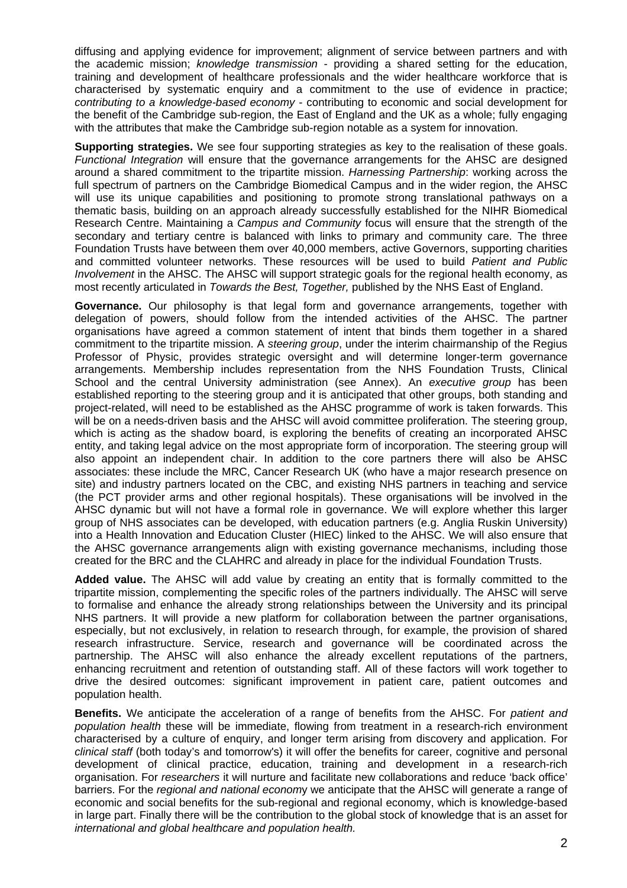diffusing and applying evidence for improvement; alignment of service between partners and with the academic mission; *knowledge transmission* - providing a shared setting for the education, training and development of healthcare professionals and the wider healthcare workforce that is characterised by systematic enquiry and a commitment to the use of evidence in practice; *contributing to a knowledge-based economy* - contributing to economic and social development for the benefit of the Cambridge sub-region, the East of England and the UK as a whole; fully engaging with the attributes that make the Cambridge sub-region notable as a system for innovation.

**Supporting strategies.** We see four supporting strategies as key to the realisation of these goals. *Functional Integration* will ensure that the governance arrangements for the AHSC are designed around a shared commitment to the tripartite mission. *Harnessing Partnership*: working across the full spectrum of partners on the Cambridge Biomedical Campus and in the wider region, the AHSC will use its unique capabilities and positioning to promote strong translational pathways on a thematic basis, building on an approach already successfully established for the NIHR Biomedical Research Centre. Maintaining a *Campus and Community* focus will ensure that the strength of the secondary and tertiary centre is balanced with links to primary and community care. The three Foundation Trusts have between them over 40,000 members, active Governors, supporting charities and committed volunteer networks. These resources will be used to build *Patient and Public Involvement* in the AHSC. The AHSC will support strategic goals for the regional health economy, as most recently articulated in *Towards the Best, Together,* published by the NHS East of England.

**Governance.** Our philosophy is that legal form and governance arrangements, together with delegation of powers, should follow from the intended activities of the AHSC. The partner organisations have agreed a common statement of intent that binds them together in a shared commitment to the tripartite mission. A *steering group*, under the interim chairmanship of the Regius Professor of Physic, provides strategic oversight and will determine longer-term governance arrangements. Membership includes representation from the NHS Foundation Trusts, Clinical School and the central University administration (see Annex). An *executive group* has been established reporting to the steering group and it is anticipated that other groups, both standing and project-related, will need to be established as the AHSC programme of work is taken forwards. This will be on a needs-driven basis and the AHSC will avoid committee proliferation. The steering group, which is acting as the shadow board, is exploring the benefits of creating an incorporated AHSC entity, and taking legal advice on the most appropriate form of incorporation. The steering group will also appoint an independent chair. In addition to the core partners there will also be AHSC associates: these include the MRC, Cancer Research UK (who have a major research presence on site) and industry partners located on the CBC, and existing NHS partners in teaching and service (the PCT provider arms and other regional hospitals). These organisations will be involved in the AHSC dynamic but will not have a formal role in governance. We will explore whether this larger group of NHS associates can be developed, with education partners (e.g. Anglia Ruskin University) into a Health Innovation and Education Cluster (HIEC) linked to the AHSC. We will also ensure that the AHSC governance arrangements align with existing governance mechanisms, including those created for the BRC and the CLAHRC and already in place for the individual Foundation Trusts.

**Added value.** The AHSC will add value by creating an entity that is formally committed to the tripartite mission, complementing the specific roles of the partners individually. The AHSC will serve to formalise and enhance the already strong relationships between the University and its principal NHS partners. It will provide a new platform for collaboration between the partner organisations, especially, but not exclusively, in relation to research through, for example, the provision of shared research infrastructure. Service, research and governance will be coordinated across the partnership. The AHSC will also enhance the already excellent reputations of the partners, enhancing recruitment and retention of outstanding staff. All of these factors will work together to drive the desired outcomes: significant improvement in patient care, patient outcomes and population health.

**Benefits.** We anticipate the acceleration of a range of benefits from the AHSC. For *patient and population health* these will be immediate, flowing from treatment in a research-rich environment characterised by a culture of enquiry, and longer term arising from discovery and application. For *clinical staff* (both today's and tomorrow's) it will offer the benefits for career, cognitive and personal development of clinical practice, education, training and development in a research-rich organisation. For *researchers* it will nurture and facilitate new collaborations and reduce 'back office' barriers. For the *regional and national economy* we anticipate that the AHSC will generate a range of economic and social benefits for the sub-regional and regional economy, which is knowledge-based in large part. Finally there will be the contribution to the global stock of knowledge that is an asset for *international and global healthcare and population health.*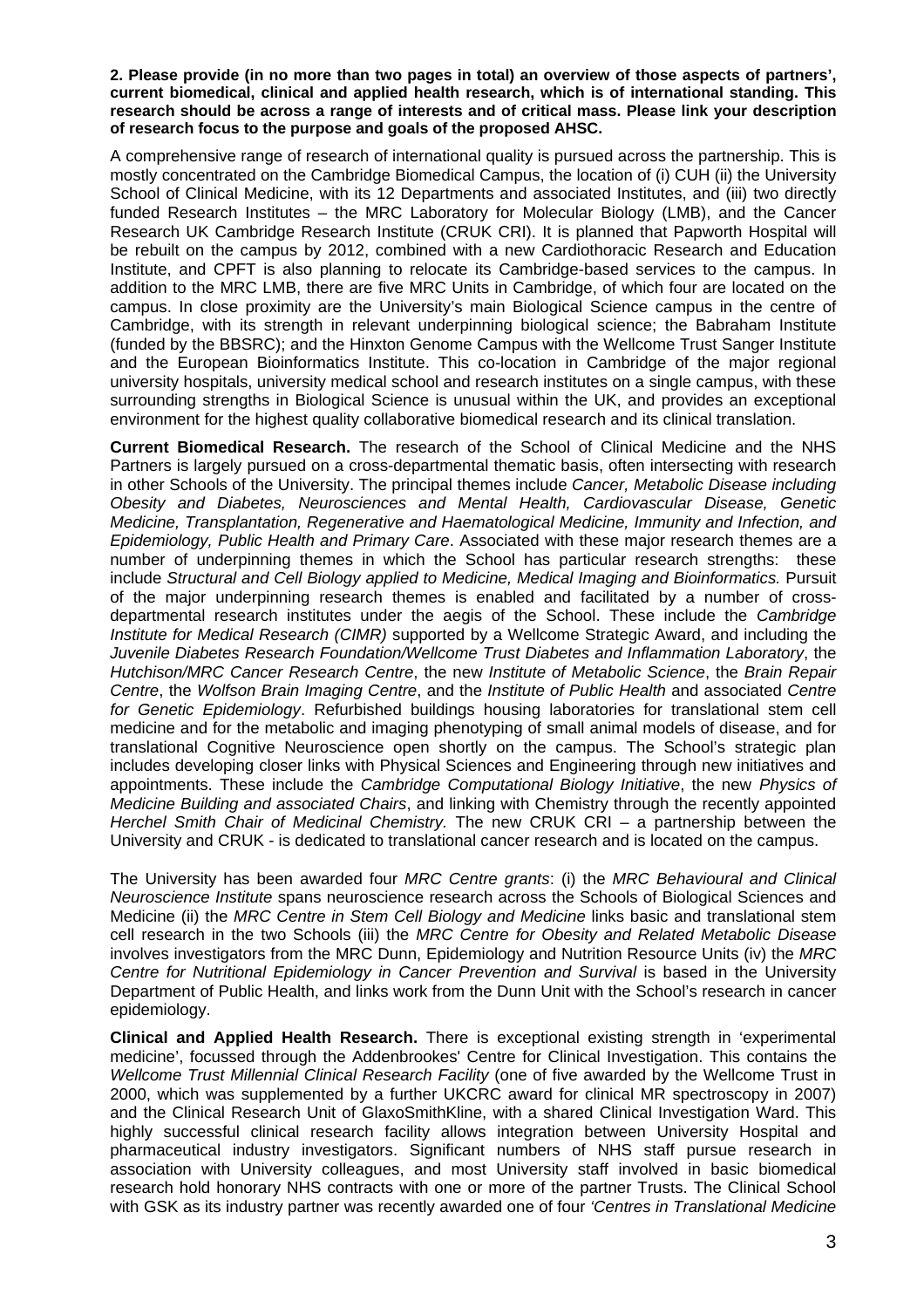**2. Please provide (in no more than two pages in total) an overview of those aspects of partners', current biomedical, clinical and applied health research, which is of international standing. This research should be across a range of interests and of critical mass. Please link your description of research focus to the purpose and goals of the proposed AHSC.**

A comprehensive range of research of international quality is pursued across the partnership. This is mostly concentrated on the Cambridge Biomedical Campus, the location of (i) CUH (ii) the University School of Clinical Medicine, with its 12 Departments and associated Institutes, and (iii) two directly funded Research Institutes – the MRC Laboratory for Molecular Biology (LMB), and the Cancer Research UK Cambridge Research Institute (CRUK CRI). It is planned that Papworth Hospital will be rebuilt on the campus by 2012, combined with a new Cardiothoracic Research and Education Institute, and CPFT is also planning to relocate its Cambridge-based services to the campus. In addition to the MRC LMB, there are five MRC Units in Cambridge, of which four are located on the campus. In close proximity are the University's main Biological Science campus in the centre of Cambridge, with its strength in relevant underpinning biological science; the Babraham Institute (funded by the BBSRC); and the Hinxton Genome Campus with the Wellcome Trust Sanger Institute and the European Bioinformatics Institute. This co-location in Cambridge of the major regional university hospitals, university medical school and research institutes on a single campus, with these surrounding strengths in Biological Science is unusual within the UK, and provides an exceptional environment for the highest quality collaborative biomedical research and its clinical translation.

**Current Biomedical Research.** The research of the School of Clinical Medicine and the NHS Partners is largely pursued on a cross-departmental thematic basis, often intersecting with research in other Schools of the University. The principal themes include *Cancer, Metabolic Disease including Obesity and Diabetes, Neurosciences and Mental Health, Cardiovascular Disease, Genetic Medicine, Transplantation, Regenerative and Haematological Medicine, Immunity and Infection, and Epidemiology, Public Health and Primary Care*. Associated with these major research themes are a number of underpinning themes in which the School has particular research strengths: these include *Structural and Cell Biology applied to Medicine, Medical Imaging and Bioinformatics.* Pursuit of the major underpinning research themes is enabled and facilitated by a number of cross-departmental research institutes under the aegis of the School. These include the *Cambridge Institute for Medical Research (CIMR)* supported by a Wellcome Strategic Award, and including the *Juvenile Diabetes Research Foundation/Wellcome Trust Diabetes and Inflammation Laboratory*, the *Hutchison/MRC Cancer Research Centre*, the new *Institute of Metabolic Science*, the *Brain Repair Centre*, the *Wolfson Brain Imaging Centre*, and the *Institute of Public Health* and associated *Centre for Genetic Epidemiology*. Refurbished buildings housing laboratories for translational stem cell medicine and for the metabolic and imaging phenotyping of small animal models of disease, and for translational Cognitive Neuroscience open shortly on the campus. The School's strategic plan includes developing closer links with Physical Sciences and Engineering through new initiatives and appointments. These include the *Cambridge Computational Biology Initiative*, the new *Physics of Medicine Building and associated Chairs*, and linking with Chemistry through the recently appointed *Herchel Smith Chair of Medicinal Chemistry.* The new CRUK CRI – a partnership between the University and CRUK - is dedicated to translational cancer research and is located on the campus.

The University has been awarded four *MRC Centre grants*: (i) the *MRC Behavioural and Clinical Neuroscience Institute* spans neuroscience research across the Schools of Biological Sciences and Medicine (ii) the *MRC Centre in Stem Cell Biology and Medicine* links basic and translational stem cell research in the two Schools (iii) the *MRC Centre for Obesity and Related Metabolic Disease* involves investigators from the MRC Dunn, Epidemiology and Nutrition Resource Units (iv) the *MRC Centre for Nutritional Epidemiology in Cancer Prevention and Survival* is based in the University Department of Public Health, and links work from the Dunn Unit with the School's research in cancer epidemiology.

**Clinical and Applied Health Research.** There is exceptional existing strength in 'experimental medicine', focussed through the Addenbrookes' Centre for Clinical Investigation. This contains the *Wellcome Trust Millennial Clinical Research Facility* (one of five awarded by the Wellcome Trust in 2000, which was supplemented by a further UKCRC award for clinical MR spectroscopy in 2007) and the Clinical Research Unit of GlaxoSmithKline, with a shared Clinical Investigation Ward. This highly successful clinical research facility allows integration between University Hospital and pharmaceutical industry investigators. Significant numbers of NHS staff pursue research in association with University colleagues, and most University staff involved in basic biomedical research hold honorary NHS contracts with one or more of the partner Trusts. The Clinical School with GSK as its industry partner was recently awarded one of four *'Centres in Translational Medicine*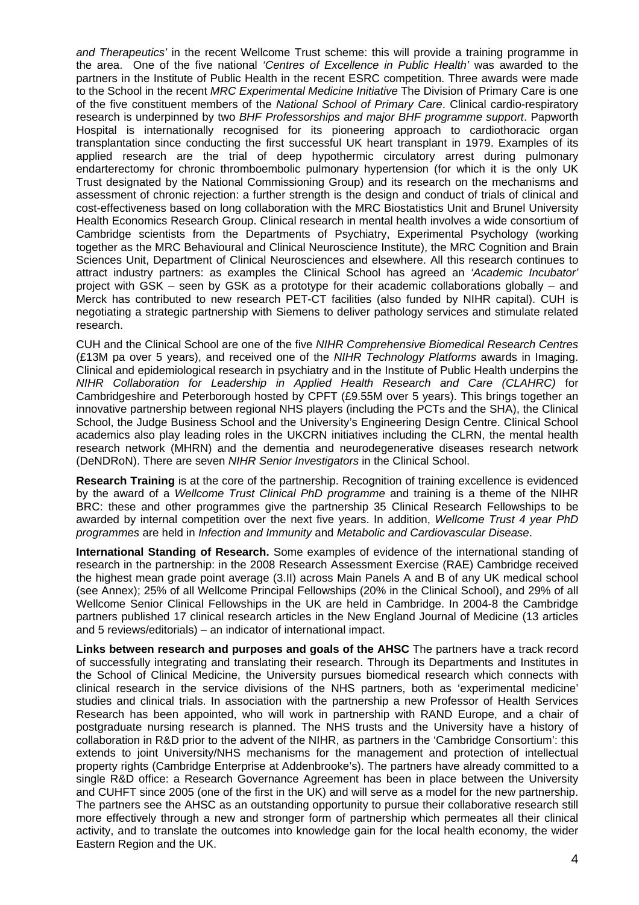*and Therapeutics'* in the recent Wellcome Trust scheme: this will provide a training programme in the area. One of the five national *'Centres of Excellence in Public Health'* was awarded to the partners in the Institute of Public Health in the recent ESRC competition. Three awards were made to the School in the recent *MRC Experimental Medicine Initiative* The Division of Primary Care is one of the five constituent members of the *National School of Primary Care*. Clinical cardio-respiratory research is underpinned by two *BHF Professorships and major BHF programme support*. Papworth Hospital is internationally recognised for its pioneering approach to cardiothoracic organ transplantation since conducting the first successful UK heart transplant in 1979. Examples of its applied research are the trial of deep hypothermic circulatory arrest during pulmonary endarterectomy for chronic thromboembolic pulmonary hypertension (for which it is the only UK Trust designated by the National Commissioning Group) and its research on the mechanisms and assessment of chronic rejection: a further strength is the design and conduct of trials of clinical and cost-effectiveness based on long collaboration with the MRC Biostatistics Unit and Brunel University Health Economics Research Group. Clinical research in mental health involves a wide consortium of Cambridge scientists from the Departments of Psychiatry, Experimental Psychology (working together as the MRC Behavioural and Clinical Neuroscience Institute), the MRC Cognition and Brain Sciences Unit, Department of Clinical Neurosciences and elsewhere. All this research continues to attract industry partners: as examples the Clinical School has agreed an *'Academic Incubator'* project with GSK – seen by GSK as a prototype for their academic collaborations globally – and Merck has contributed to new research PET-CT facilities (also funded by NIHR capital). CUH is negotiating a strategic partnership with Siemens to deliver pathology services and stimulate related research.

CUH and the Clinical School are one of the five *NIHR Comprehensive Biomedical Research Centres* (£13M pa over 5 years), and received one of the *NIHR Technology Platforms* awards in Imaging. Clinical and epidemiological research in psychiatry and in the Institute of Public Health underpins the *NIHR Collaboration for Leadership in Applied Health Research and Care (CLAHRC)* for Cambridgeshire and Peterborough hosted by CPFT (£9.55M over 5 years). This brings together an innovative partnership between regional NHS players (including the PCTs and the SHA), the Clinical School, the Judge Business School and the University's Engineering Design Centre. Clinical School academics also play leading roles in the UKCRN initiatives including the CLRN, the mental health research network (MHRN) and the dementia and neurodegenerative diseases research network (DeNDRoN). There are seven *NIHR Senior Investigators* in the Clinical School.

**Research Training** is at the core of the partnership. Recognition of training excellence is evidenced by the award of a *Wellcome Trust Clinical PhD programme* and training is a theme of the NIHR BRC: these and other programmes give the partnership 35 Clinical Research Fellowships to be awarded by internal competition over the next five years. In addition, *Wellcome Trust 4 year PhD programmes* are held in *Infection and Immunity* and *Metabolic and Cardiovascular Disease*.

**International Standing of Research.** Some examples of evidence of the international standing of research in the partnership: in the 2008 Research Assessment Exercise (RAE) Cambridge received the highest mean grade point average (3.II) across Main Panels A and B of any UK medical school (see Annex); 25% of all Wellcome Principal Fellowships (20% in the Clinical School), and 29% of all Wellcome Senior Clinical Fellowships in the UK are held in Cambridge. In 2004-8 the Cambridge partners published 17 clinical research articles in the New England Journal of Medicine (13 articles and 5 reviews/editorials) – an indicator of international impact.

**Links between research and purposes and goals of the AHSC** The partners have a track record of successfully integrating and translating their research. Through its Departments and Institutes in the School of Clinical Medicine, the University pursues biomedical research which connects with clinical research in the service divisions of the NHS partners, both as 'experimental medicine' studies and clinical trials. In association with the partnership a new Professor of Health Services Research has been appointed, who will work in partnership with RAND Europe, and a chair of postgraduate nursing research is planned. The NHS trusts and the University have a history of collaboration in R&D prior to the advent of the NIHR, as partners in the 'Cambridge Consortium': this extends to joint University/NHS mechanisms for the management and protection of intellectual property rights (Cambridge Enterprise at Addenbrooke's). The partners have already committed to a single R&D office: a Research Governance Agreement has been in place between the University and CUHFT since 2005 (one of the first in the UK) and will serve as a model for the new partnership. The partners see the AHSC as an outstanding opportunity to pursue their collaborative research still more effectively through a new and stronger form of partnership which permeates all their clinical activity, and to translate the outcomes into knowledge gain for the local health economy, the wider Eastern Region and the UK.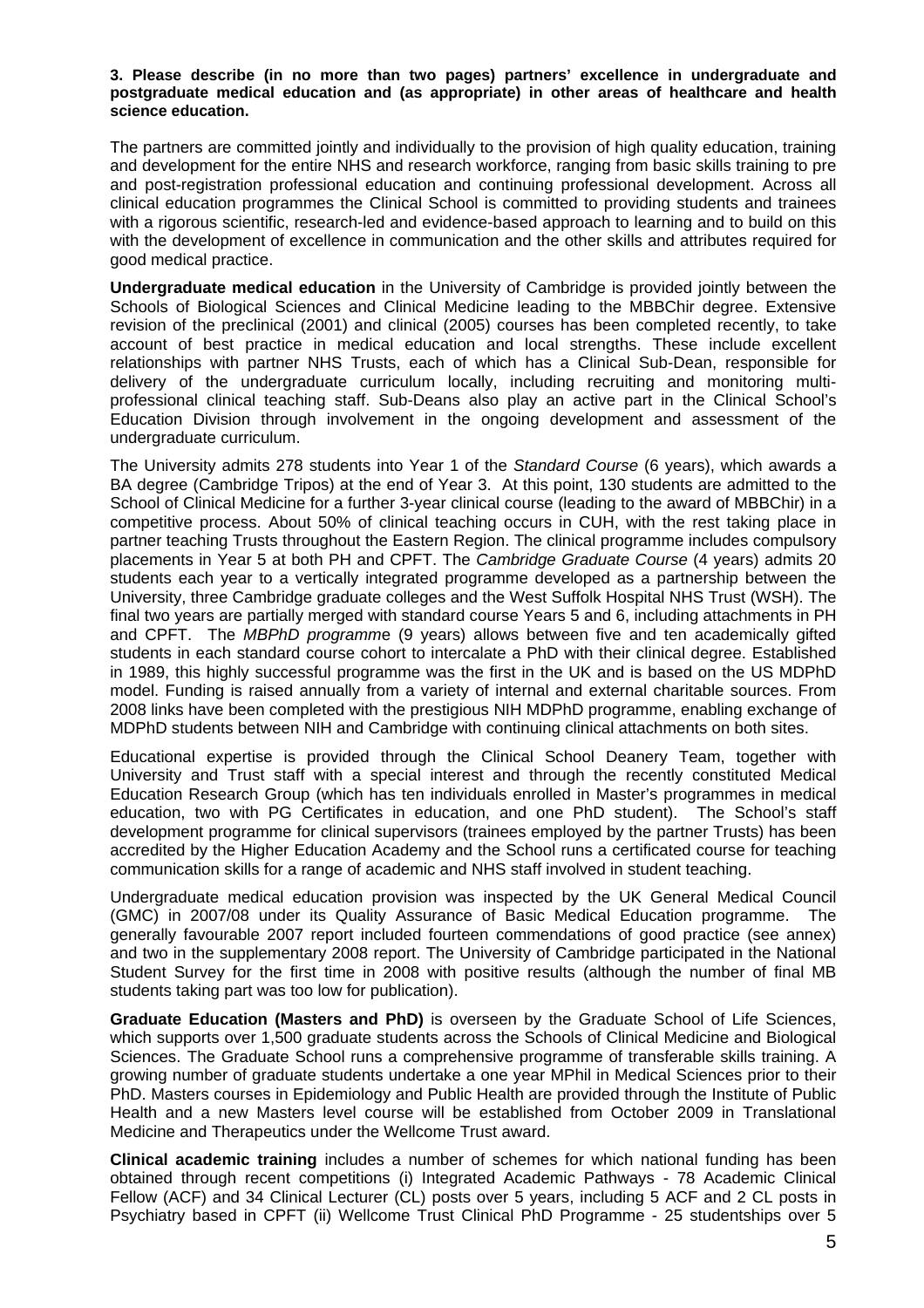**3. Please describe (in no more than two pages) partners' excellence in undergraduate and postgraduate medical education and (as appropriate) in other areas of healthcare and health science education.**

The partners are committed jointly and individually to the provision of high quality education, training and development for the entire NHS and research workforce, ranging from basic skills training to pre and post-registration professional education and continuing professional development. Across all clinical education programmes the Clinical School is committed to providing students and trainees with a rigorous scientific, research-led and evidence-based approach to learning and to build on this with the development of excellence in communication and the other skills and attributes required for good medical practice.

**Undergraduate medical education** in the University of Cambridge is provided jointly between the Schools of Biological Sciences and Clinical Medicine leading to the MBBChir degree. Extensive revision of the preclinical (2001) and clinical (2005) courses has been completed recently, to take account of best practice in medical education and local strengths. These include excellent relationships with partner NHS Trusts, each of which has a Clinical Sub-Dean, responsible for delivery of the undergraduate curriculum locally, including recruiting and monitoring multi-professional clinical teaching staff. Sub-Deans also play an active part in the Clinical School's Education Division through involvement in the ongoing development and assessment of the undergraduate curriculum.

The University admits 278 students into Year 1 of the *Standard Course* (6 years), which awards a BA degree (Cambridge Tripos) at the end of Year 3. At this point, 130 students are admitted to the School of Clinical Medicine for a further 3-year clinical course (leading to the award of MBBChir) in a competitive process. About 50% of clinical teaching occurs in CUH, with the rest taking place in partner teaching Trusts throughout the Eastern Region. The clinical programme includes compulsory placements in Year 5 at both PH and CPFT. The *Cambridge Graduate Course* (4 years) admits 20 students each year to a vertically integrated programme developed as a partnership between the University, three Cambridge graduate colleges and the West Suffolk Hospital NHS Trust (WSH). The final two years are partially merged with standard course Years 5 and 6, including attachments in PH and CPFT. The *MBPhD programme* (9 years) allows between five and ten academically gifted students in each standard course cohort to intercalate a PhD with their clinical degree. Established in 1989, this highly successful programme was the first in the UK and is based on the US MDPhD model. Funding is raised annually from a variety of internal and external charitable sources. From 2008 links have been completed with the prestigious NIH MDPhD programme, enabling exchange of MDPhD students between NIH and Cambridge with continuing clinical attachments on both sites.

Educational expertise is provided through the Clinical School Deanery Team, together with University and Trust staff with a special interest and through the recently constituted Medical Education Research Group (which has ten individuals enrolled in Master's programmes in medical education, two with PG Certificates in education, and one PhD student). The School's staff development programme for clinical supervisors (trainees employed by the partner Trusts) has been accredited by the Higher Education Academy and the School runs a certificated course for teaching communication skills for a range of academic and NHS staff involved in student teaching.

Undergraduate medical education provision was inspected by the UK General Medical Council (GMC) in 2007/08 under its Quality Assurance of Basic Medical Education programme. The generally favourable 2007 report included fourteen commendations of good practice (see annex) and two in the supplementary 2008 report. The University of Cambridge participated in the National Student Survey for the first time in 2008 with positive results (although the number of final MB students taking part was too low for publication).

**Graduate Education (Masters and PhD)** is overseen by the Graduate School of Life Sciences, which supports over 1,500 graduate students across the Schools of Clinical Medicine and Biological Sciences. The Graduate School runs a comprehensive programme of transferable skills training. A growing number of graduate students undertake a one year MPhil in Medical Sciences prior to their PhD. Masters courses in Epidemiology and Public Health are provided through the Institute of Public Health and a new Masters level course will be established from October 2009 in Translational Medicine and Therapeutics under the Wellcome Trust award.

**Clinical academic training** includes a number of schemes for which national funding has been obtained through recent competitions (i) Integrated Academic Pathways - 78 Academic Clinical Fellow (ACF) and 34 Clinical Lecturer (CL) posts over 5 years, including 5 ACF and 2 CL posts in Psychiatry based in CPFT (ii) Wellcome Trust Clinical PhD Programme - 25 studentships over 5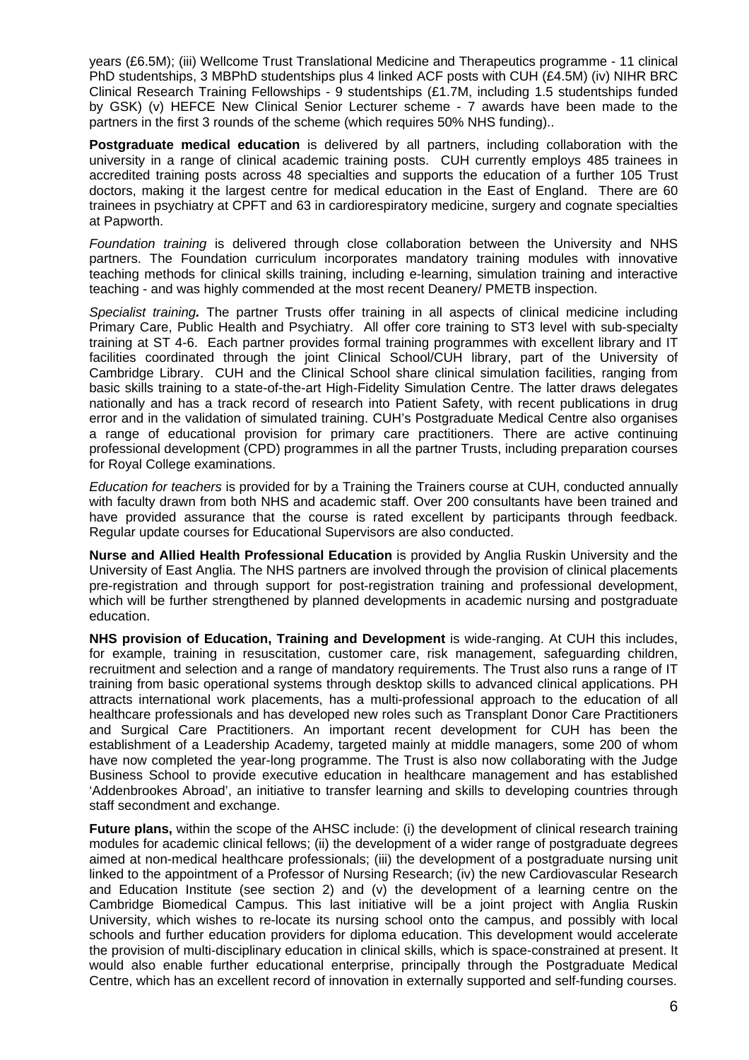years (£6.5M); (iii) Wellcome Trust Translational Medicine and Therapeutics programme - 11 clinical PhD studentships, 3 MBPhD studentships plus 4 linked ACF posts with CUH (£4.5M) (iv) NIHR BRC Clinical Research Training Fellowships - 9 studentships (£1.7M, including 1.5 studentships funded by GSK) (v) HEFCE New Clinical Senior Lecturer scheme - 7 awards have been made to the partners in the first 3 rounds of the scheme (which requires 50% NHS funding)..

**Postgraduate medical education** is delivered by all partners, including collaboration with the university in a range of clinical academic training posts. CUH currently employs 485 trainees in accredited training posts across 48 specialties and supports the education of a further 105 Trust doctors, making it the largest centre for medical education in the East of England. There are 60 trainees in psychiatry at CPFT and 63 in cardiorespiratory medicine, surgery and cognate specialties at Papworth.

*Foundation training* is delivered through close collaboration between the University and NHS partners. The Foundation curriculum incorporates mandatory training modules with innovative teaching methods for clinical skills training, including e-learning, simulation training and interactive teaching - and was highly commended at the most recent Deanery/ PMETB inspection.

*Specialist training***.** The partner Trusts offer training in all aspects of clinical medicine including Primary Care, Public Health and Psychiatry. All offer core training to ST3 level with sub-specialty training at ST 4-6. Each partner provides formal training programmes with excellent library and IT facilities coordinated through the joint Clinical School/CUH library, part of the University of Cambridge Library. CUH and the Clinical School share clinical simulation facilities, ranging from basic skills training to a state-of-the-art High-Fidelity Simulation Centre. The latter draws delegates nationally and has a track record of research into Patient Safety, with recent publications in drug error and in the validation of simulated training. CUH's Postgraduate Medical Centre also organises a range of educational provision for primary care practitioners. There are active continuing professional development (CPD) programmes in all the partner Trusts, including preparation courses for Royal College examinations.

*Education for teachers* is provided for by a Training the Trainers course at CUH, conducted annually with faculty drawn from both NHS and academic staff. Over 200 consultants have been trained and have provided assurance that the course is rated excellent by participants through feedback. Regular update courses for Educational Supervisors are also conducted.

**Nurse and Allied Health Professional Education** is provided by Anglia Ruskin University and the University of East Anglia. The NHS partners are involved through the provision of clinical placements pre-registration and through support for post-registration training and professional development, which will be further strengthened by planned developments in academic nursing and postgraduate education.

**NHS provision of Education, Training and Development** is wide-ranging. At CUH this includes, for example, training in resuscitation, customer care, risk management, safeguarding children, recruitment and selection and a range of mandatory requirements. The Trust also runs a range of IT training from basic operational systems through desktop skills to advanced clinical applications. PH attracts international work placements, has a multi-professional approach to the education of all healthcare professionals and has developed new roles such as Transplant Donor Care Practitioners and Surgical Care Practitioners. An important recent development for CUH has been the establishment of a Leadership Academy, targeted mainly at middle managers, some 200 of whom have now completed the year-long programme. The Trust is also now collaborating with the Judge Business School to provide executive education in healthcare management and has established 'Addenbrookes Abroad', an initiative to transfer learning and skills to developing countries through staff secondment and exchange.

**Future plans,** within the scope of the AHSC include: (i) the development of clinical research training modules for academic clinical fellows; (ii) the development of a wider range of postgraduate degrees aimed at non-medical healthcare professionals; (iii) the development of a postgraduate nursing unit linked to the appointment of a Professor of Nursing Research; (iv) the new Cardiovascular Research and Education Institute (see section 2) and (v) the development of a learning centre on the Cambridge Biomedical Campus. This last initiative will be a joint project with Anglia Ruskin University, which wishes to re-locate its nursing school onto the campus, and possibly with local schools and further education providers for diploma education. This development would accelerate the provision of multi-disciplinary education in clinical skills, which is space-constrained at present. It would also enable further educational enterprise, principally through the Postgraduate Medical Centre, which has an excellent record of innovation in externally supported and self-funding courses.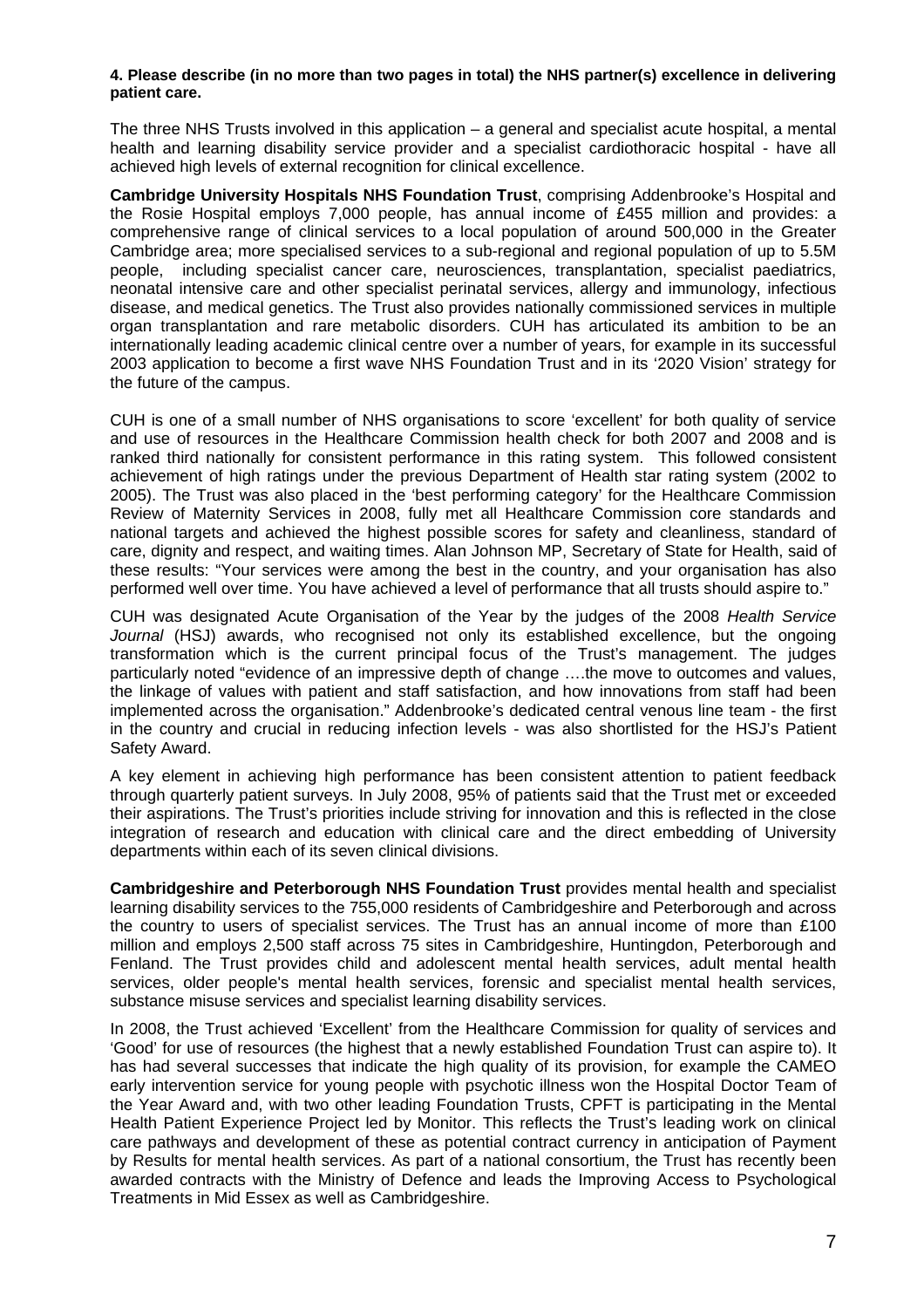**4. Please describe (in no more than two pages in total) the NHS partner(s) excellence in delivering patient care.**

The three NHS Trusts involved in this application – a general and specialist acute hospital, a mental health and learning disability service provider and a specialist cardiothoracic hospital - have all achieved high levels of external recognition for clinical excellence.

**Cambridge University Hospitals NHS Foundation Trust**, comprising Addenbrooke's Hospital and the Rosie Hospital employs 7,000 people, has annual income of £455 million and provides: a comprehensive range of clinical services to a local population of around 500,000 in the Greater Cambridge area; more specialised services to a sub-regional and regional population of up to 5.5M people, including specialist cancer care, neurosciences, transplantation, specialist paediatrics, neonatal intensive care and other specialist perinatal services, allergy and immunology, infectious disease, and medical genetics. The Trust also provides nationally commissioned services in multiple organ transplantation and rare metabolic disorders. CUH has articulated its ambition to be an internationally leading academic clinical centre over a number of years, for example in its successful 2003 application to become a first wave NHS Foundation Trust and in its '2020 Vision' strategy for the future of the campus.

CUH is one of a small number of NHS organisations to score 'excellent' for both quality of service and use of resources in the Healthcare Commission health check for both 2007 and 2008 and is ranked third nationally for consistent performance in this rating system. This followed consistent achievement of high ratings under the previous Department of Health star rating system (2002 to 2005). The Trust was also placed in the 'best performing category' for the Healthcare Commission Review of Maternity Services in 2008, fully met all Healthcare Commission core standards and national targets and achieved the highest possible scores for safety and cleanliness, standard of care, dignity and respect, and waiting times. Alan Johnson MP, Secretary of State for Health, said of these results: "Your services were among the best in the country, and your organisation has also performed well over time. You have achieved a level of performance that all trusts should aspire to."

CUH was designated Acute Organisation of the Year by the judges of the 2008 *Health Service Journal* (HSJ) awards, who recognised not only its established excellence, but the ongoing transformation which is the current principal focus of the Trust's management. The judges particularly noted "evidence of an impressive depth of change ….the move to outcomes and values, the linkage of values with patient and staff satisfaction, and how innovations from staff had been implemented across the organisation." Addenbrooke's dedicated central venous line team - the first in the country and crucial in reducing infection levels - was also shortlisted for the HSJ's Patient Safety Award.

A key element in achieving high performance has been consistent attention to patient feedback through quarterly patient surveys. In July 2008, 95% of patients said that the Trust met or exceeded their aspirations. The Trust's priorities include striving for innovation and this is reflected in the close integration of research and education with clinical care and the direct embedding of University departments within each of its seven clinical divisions.

**Cambridgeshire and Peterborough NHS Foundation Trust** provides mental health and specialist learning disability services to the 755,000 residents of Cambridgeshire and Peterborough and across the country to users of specialist services. The Trust has an annual income of more than £100 million and employs 2,500 staff across 75 sites in Cambridgeshire, Huntingdon, Peterborough and Fenland. The Trust provides child and adolescent mental health services, adult mental health services, older people's mental health services, forensic and specialist mental health services, substance misuse services and specialist learning disability services.

In 2008, the Trust achieved 'Excellent' from the Healthcare Commission for quality of services and 'Good' for use of resources (the highest that a newly established Foundation Trust can aspire to). It has had several successes that indicate the high quality of its provision, for example the CAMEO early intervention service for young people with psychotic illness won the Hospital Doctor Team of the Year Award and, with two other leading Foundation Trusts, CPFT is participating in the Mental Health Patient Experience Project led by Monitor. This reflects the Trust's leading work on clinical care pathways and development of these as potential contract currency in anticipation of Payment by Results for mental health services. As part of a national consortium, the Trust has recently been awarded contracts with the Ministry of Defence and leads the Improving Access to Psychological Treatments in Mid Essex as well as Cambridgeshire.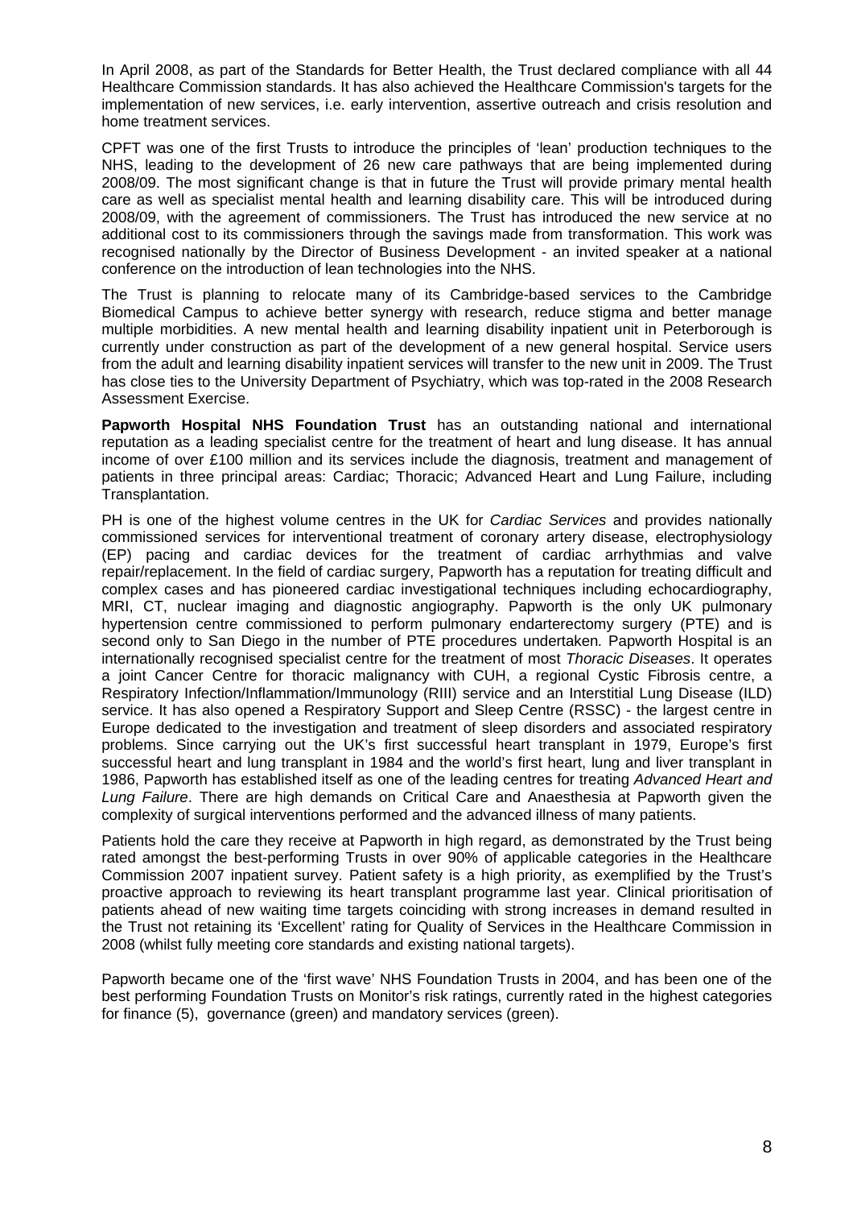In April 2008, as part of the Standards for Better Health, the Trust declared compliance with all 44 Healthcare Commission standards. It has also achieved the Healthcare Commission's targets for the implementation of new services, i.e. early intervention, assertive outreach and crisis resolution and home treatment services.

CPFT was one of the first Trusts to introduce the principles of 'lean' production techniques to the NHS, leading to the development of 26 new care pathways that are being implemented during 2008/09. The most significant change is that in future the Trust will provide primary mental health care as well as specialist mental health and learning disability care. This will be introduced during 2008/09, with the agreement of commissioners. The Trust has introduced the new service at no additional cost to its commissioners through the savings made from transformation. This work was recognised nationally by the Director of Business Development - an invited speaker at a national conference on the introduction of lean technologies into the NHS.

The Trust is planning to relocate many of its Cambridge-based services to the Cambridge Biomedical Campus to achieve better synergy with research, reduce stigma and better manage multiple morbidities. A new mental health and learning disability inpatient unit in Peterborough is currently under construction as part of the development of a new general hospital. Service users from the adult and learning disability inpatient services will transfer to the new unit in 2009. The Trust has close ties to the University Department of Psychiatry, which was top-rated in the 2008 Research Assessment Exercise.

**Papworth Hospital NHS Foundation Trust** has an outstanding national and international reputation as a leading specialist centre for the treatment of heart and lung disease. It has annual income of over £100 million and its services include the diagnosis, treatment and management of patients in three principal areas: Cardiac; Thoracic; Advanced Heart and Lung Failure, including Transplantation.

PH is one of the highest volume centres in the UK for *Cardiac Services* and provides nationally commissioned services for interventional treatment of coronary artery disease, electrophysiology (EP) pacing and cardiac devices for the treatment of cardiac arrhythmias and valve repair/replacement. In the field of cardiac surgery, Papworth has a reputation for treating difficult and complex cases and has pioneered cardiac investigational techniques including echocardiography, MRI, CT, nuclear imaging and diagnostic angiography. Papworth is the only UK pulmonary hypertension centre commissioned to perform pulmonary endarterectomy surgery (PTE) and is second only to San Diego in the number of PTE procedures undertaken*.* Papworth Hospital is an internationally recognised specialist centre for the treatment of most *Thoracic Diseases*. It operates a joint Cancer Centre for thoracic malignancy with CUH, a regional Cystic Fibrosis centre, a Respiratory Infection/Inflammation/Immunology (RIII) service and an Interstitial Lung Disease (ILD) service. It has also opened a Respiratory Support and Sleep Centre (RSSC) - the largest centre in Europe dedicated to the investigation and treatment of sleep disorders and associated respiratory problems. Since carrying out the UK's first successful heart transplant in 1979, Europe's first successful heart and lung transplant in 1984 and the world's first heart, lung and liver transplant in 1986, Papworth has established itself as one of the leading centres for treating *Advanced Heart and Lung Failure*. There are high demands on Critical Care and Anaesthesia at Papworth given the complexity of surgical interventions performed and the advanced illness of many patients.

Patients hold the care they receive at Papworth in high regard, as demonstrated by the Trust being rated amongst the best-performing Trusts in over 90% of applicable categories in the Healthcare Commission 2007 inpatient survey. Patient safety is a high priority, as exemplified by the Trust's proactive approach to reviewing its heart transplant programme last year. Clinical prioritisation of patients ahead of new waiting time targets coinciding with strong increases in demand resulted in the Trust not retaining its 'Excellent' rating for Quality of Services in the Healthcare Commission in 2008 (whilst fully meeting core standards and existing national targets).

Papworth became one of the 'first wave' NHS Foundation Trusts in 2004, and has been one of the best performing Foundation Trusts on Monitor's risk ratings, currently rated in the highest categories for finance (5), governance (green) and mandatory services (green).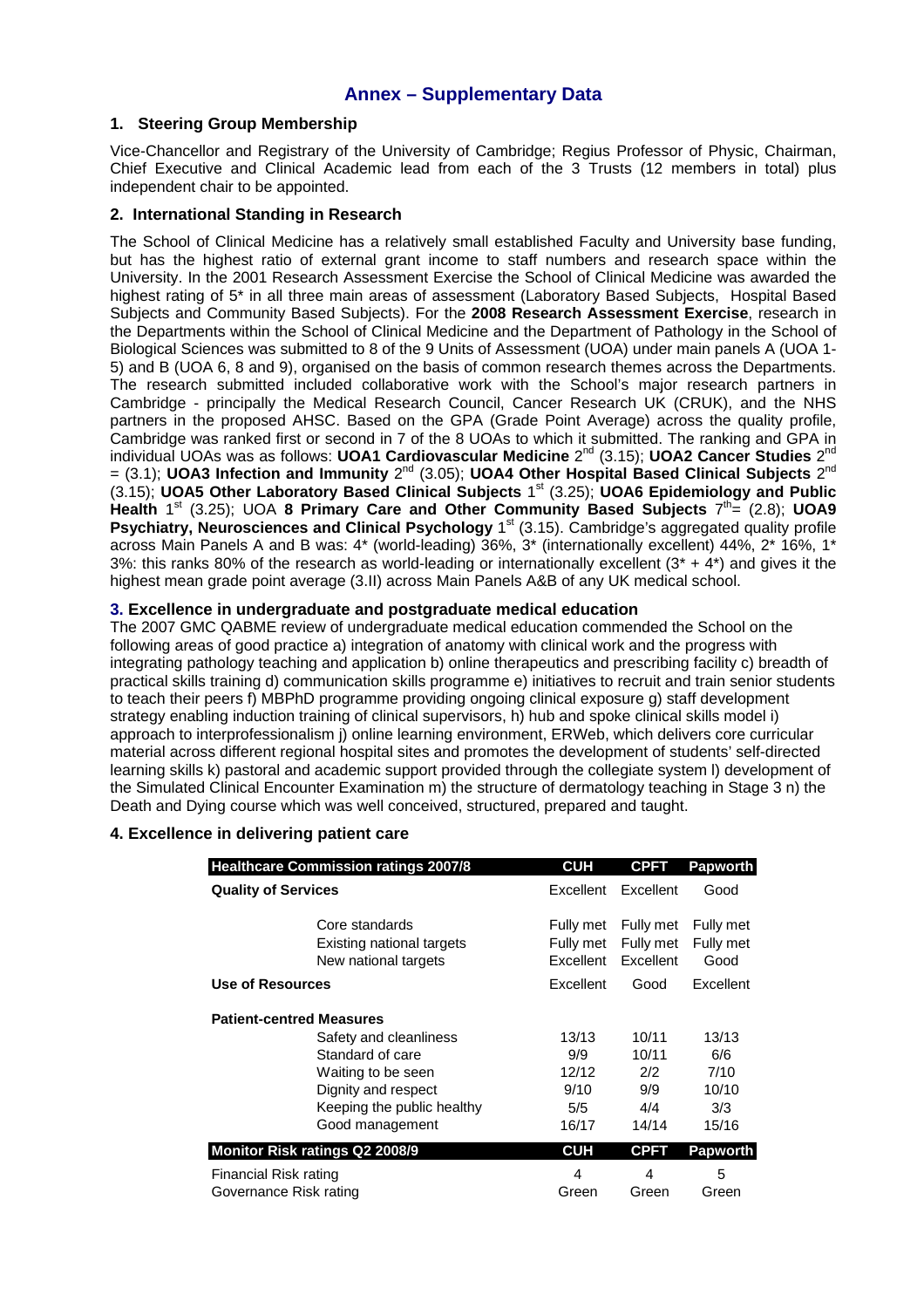# Annex – Supplementary Data

## 1. Steering Group Membership

Vice-Chancellor and Registrary of the University of Cambridge; Regius Professor of Physic, Chairman, Chief Executive and Clinical Academic lead from each of the 3 Trusts (12 members in total) plus independent chair to be appointed.

## 2. International Standing in Research

The School of Clinical Medicine has a relatively small established Faculty and University base funding, but has the highest ratio of external grant income to staff numbers and research space within the University. In the 2001 Research Assessment Exercise the School of Clinical Medicine was awarded the highest rating of 5* in all three main areas of assessment (Laboratory Based Subjects, Hospital Based Subjects and Community Based Subjects). For the **2008 Research Assessment Exercise**, research in the Departments within the School of Clinical Medicine and the Department of Pathology in the School of Biological Sciences was submitted to 8 of the 9 Units of Assessment (UOA) under main panels A (UOA 1-5) and B (UOA 6, 8 and 9), organised on the basis of common research themes across the Departments. The research submitted included collaborative work with the School's major research partners in Cambridge - principally the Medical Research Council, Cancer Research UK (CRUK), and the NHS partners in the proposed AHSC. Based on the GPA (Grade Point Average) across the quality profile, Cambridge was ranked first or second in 7 of the 8 UOAs to which it submitted. The ranking and GPA in individual UOAs was as follows: **UOA1 Cardiovascular Medicine** 2nd (3.15); **UOA2 Cancer Studies** 2nd = (3.1); **UOA3 Infection and Immunity** 2nd (3.05); **UOA4 Other Hospital Based Clinical Subjects** 2nd (3.15); **UOA5 Other Laboratory Based Clinical Subjects** 1st (3.25); **UOA6 Epidemiology and Public Health** 1st (3.25); UOA **8 Primary Care and Other Community Based Subjects** 7th= (2.8); **UOA9 Psychiatry, Neurosciences and Clinical Psychology** 1st (3.15). Cambridge's aggregated quality profile across Main Panels A and B was: 4* (world-leading) 36%, 3* (internationally excellent) 44%, 2* 16%, 1* 3%: this ranks 80% of the research as world-leading or internationally excellent (3* + 4*) and gives it the highest mean grade point average (3.II) across Main Panels A&B of any UK medical school.

## 3. Excellence in undergraduate and postgraduate medical education

The 2007 GMC QABME review of undergraduate medical education commended the School on the following areas of good practice a) integration of anatomy with clinical work and the progress with integrating pathology teaching and application b) online therapeutics and prescribing facility c) breadth of practical skills training d) communication skills programme e) initiatives to recruit and train senior students to teach their peers f) MBPhD programme providing ongoing clinical exposure g) staff development strategy enabling induction training of clinical supervisors, h) hub and spoke clinical skills model i) approach to interprofessionalism j) online learning environment, ERWeb, which delivers core curricular material across different regional hospital sites and promotes the development of students' self-directed learning skills k) pastoral and academic support provided through the collegiate system l) development of the Simulated Clinical Encounter Examination m) the structure of dermatology teaching in Stage 3 n) the Death and Dying course which was well conceived, structured, prepared and taught.

## 4. Excellence in delivering patient care

| Healthcare Commission ratings 2007/8 | CUH | CPFT | Papworth |
|---|---|---|---|
| **Quality of Services** | Excellent | Excellent | Good |
| Core standards | Fully met | Fully met | Fully met |
| Existing national targets | Fully met | Fully met | Fully met |
| New national targets | Excellent | Excellent | Good |
| **Use of Resources** | Excellent | Good | Excellent |
| **Patient-centred Measures** | | | |
| Safety and cleanliness | 13/13 | 10/11 | 13/13 |
| Standard of care | 9/9 | 10/11 | 6/6 |
| Waiting to be seen | 12/12 | 2/2 | 7/10 |
| Dignity and respect | 9/10 | 9/9 | 10/10 |
| Keeping the public healthy | 5/5 | 4/4 | 3/3 |
| Good management | 16/17 | 14/14 | 15/16 |
| **Monitor Risk ratings Q2 2008/9** | **CUH** | **CPFT** | **Papworth** |
| Financial Risk rating | 4 | 4 | 5 |
| Governance Risk rating | Green | Green | Green |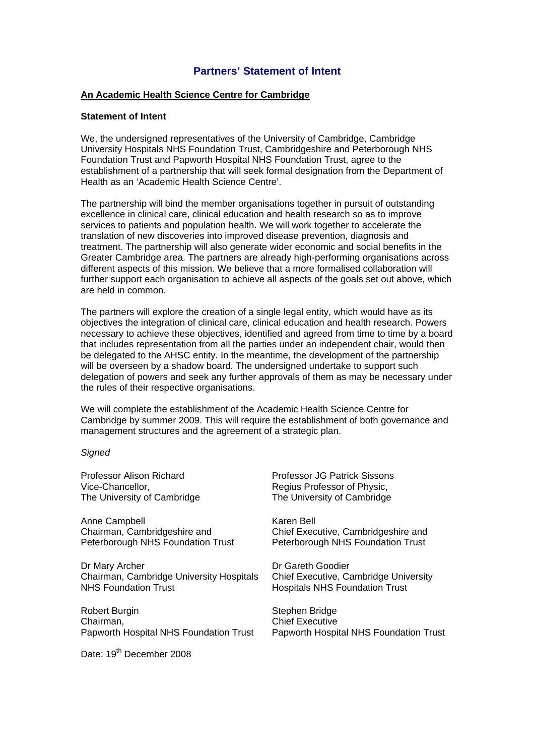# Partners' Statement of Intent

## An Academic Health Science Centre for Cambridge

**Statement of Intent**

We, the undersigned representatives of the University of Cambridge, Cambridge University Hospitals NHS Foundation Trust, Cambridgeshire and Peterborough NHS Foundation Trust and Papworth Hospital NHS Foundation Trust, agree to the establishment of a partnership that will seek formal designation from the Department of Health as an 'Academic Health Science Centre'.

The partnership will bind the member organisations together in pursuit of outstanding excellence in clinical care, clinical education and health research so as to improve services to patients and population health. We will work together to accelerate the translation of new discoveries into improved disease prevention, diagnosis and treatment. The partnership will also generate wider economic and social benefits in the Greater Cambridge area. The partners are already high-performing organisations across different aspects of this mission. We believe that a more formalised collaboration will further support each organisation to achieve all aspects of the goals set out above, which are held in common.

The partners will explore the creation of a single legal entity, which would have as its objectives the integration of clinical care, clinical education and health research. Powers necessary to achieve these objectives, identified and agreed from time to time by a board that includes representation from all the parties under an independent chair, would then be delegated to the AHSC entity. In the meantime, the development of the partnership will be overseen by a shadow board. The undersigned undertake to support such delegation of powers and seek any further approvals of them as may be necessary under the rules of their respective organisations.

We will complete the establishment of the Academic Health Science Centre for Cambridge by summer 2009. This will require the establishment of both governance and management structures and the agreement of a strategic plan.

*Signed*

Professor Alison Richard
Vice-Chancellor,
The University of Cambridge

Professor JG Patrick Sissons
Regius Professor of Physic,
The University of Cambridge

Anne Campbell
Chairman, Cambridgeshire and Peterborough NHS Foundation Trust

Karen Bell
Chief Executive, Cambridgeshire and Peterborough NHS Foundation Trust

Dr Mary Archer
Chairman, Cambridge University Hospitals NHS Foundation Trust

Dr Gareth Goodier
Chief Executive, Cambridge University Hospitals NHS Foundation Trust

Robert Burgin
Chairman,
Papworth Hospital NHS Foundation Trust

Stephen Bridge
Chief Executive
Papworth Hospital NHS Foundation Trust

Date: 19th December 2008